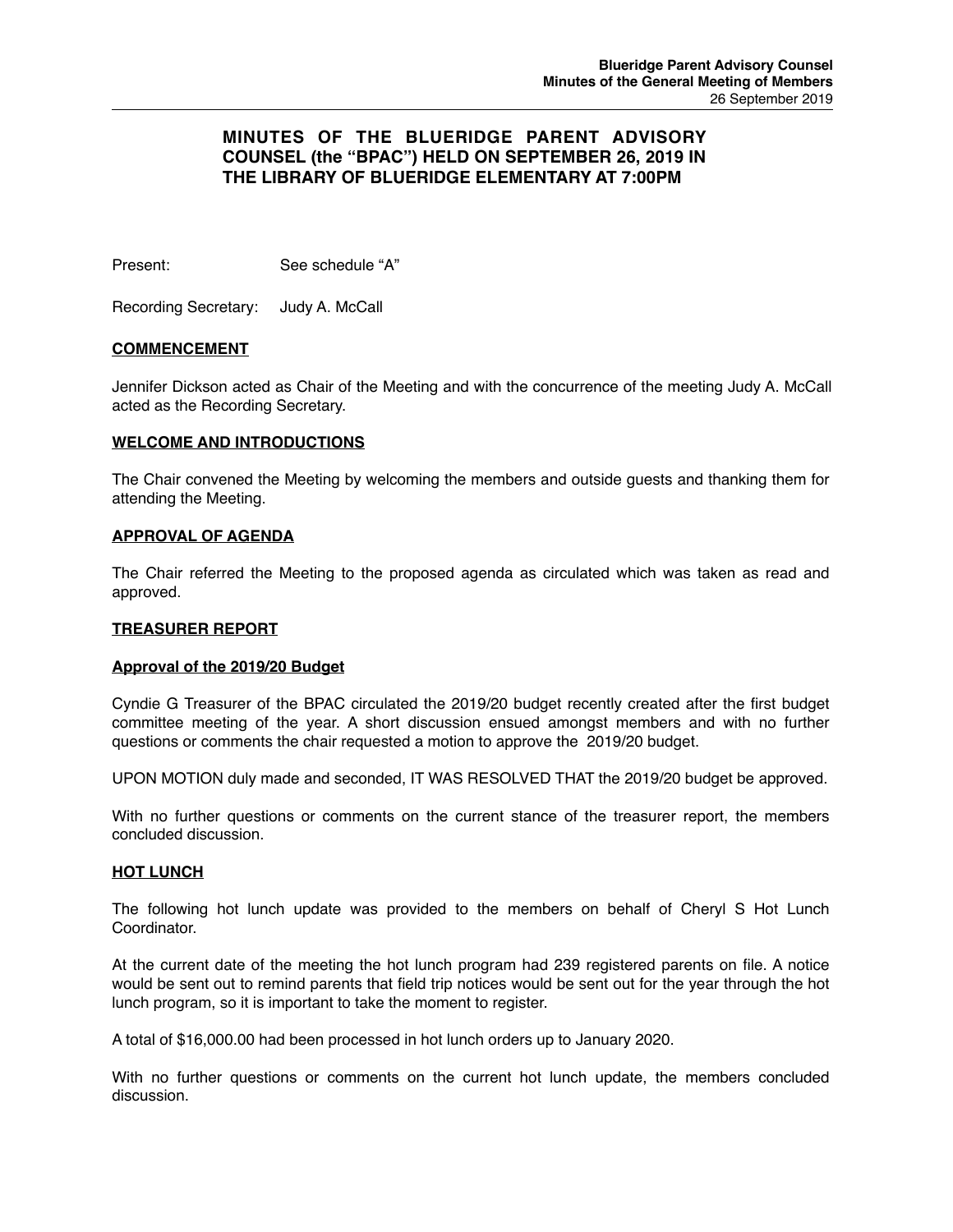# MINUTES OF THE BLUERIDGE PARENT ADVISORY COUNSEL (the "BPAC") HELD ON SEPTEMBER 26, 2019 IN THE LIBRARY OF BLUERIDGE ELEMENTARY AT 7:00PM

Present: See schedule "A"

Recording Secretary: Judy A. McCall

## COMMENCEMENT

Jennifer Dickson acted as Chair of the Meeting and with the concurrence of the meeting Judy A. McCall acted as the Recording Secretary.

## WELCOME AND INTRODUCTIONS

The Chair convened the Meeting by welcoming the members and outside guests and thanking them for attending the Meeting.

## APPROVAL OF AGENDA

The Chair referred the Meeting to the proposed agenda as circulated which was taken as read and approved.

## TREASURER REPORT

### Approval of the 2019/20 Budget

Cyndie G Treasurer of the BPAC circulated the 2019/20 budget recently created after the first budget committee meeting of the year. A short discussion ensued amongst members and with no further questions or comments the chair requested a motion to approve the 2019/20 budget.

UPON MOTION duly made and seconded, IT WAS RESOLVED THAT the 2019/20 budget be approved.

With no further questions or comments on the current stance of the treasurer report, the members concluded discussion.

## HOT LUNCH

The following hot lunch update was provided to the members on behalf of Cheryl S Hot Lunch Coordinator.

At the current date of the meeting the hot lunch program had 239 registered parents on file. A notice would be sent out to remind parents that field trip notices would be sent out for the year through the hot lunch program, so it is important to take the moment to register.

A total of $16,000.00 had been processed in hot lunch orders up to January 2020.

With no further questions or comments on the current hot lunch update, the members concluded discussion.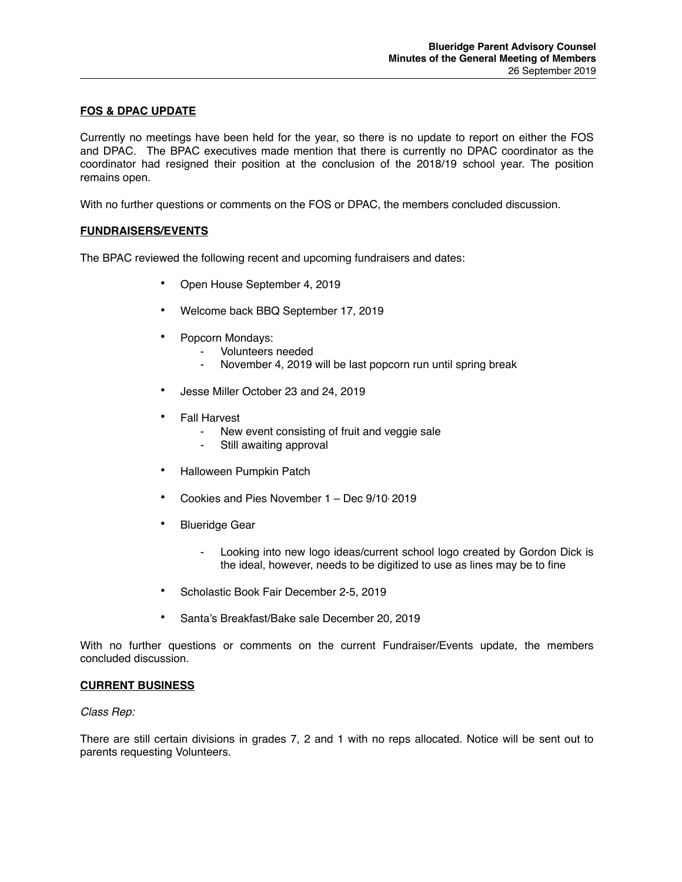**FOS & DPAC UPDATE**

Currently no meetings have been held for the year, so there is no update to report on either the FOS and DPAC. The BPAC executives made mention that there is currently no DPAC coordinator as the coordinator had resigned their position at the conclusion of the 2018/19 school year. The position remains open.

With no further questions or comments on the FOS or DPAC, the members concluded discussion.

**FUNDRAISERS/EVENTS**

The BPAC reviewed the following recent and upcoming fundraisers and dates:

- Open House September 4, 2019
- Welcome back BBQ September 17, 2019
- Popcorn Mondays:
  - Volunteers needed
  - November 4, 2019 will be last popcorn run until spring break
- Jesse Miller October 23 and 24, 2019
- Fall Harvest
  - New event consisting of fruit and veggie sale
  - Still awaiting approval
- Halloween Pumpkin Patch
- Cookies and Pies November 1 – Dec 9/10, 2019
- Blueridge Gear
  - Looking into new logo ideas/current school logo created by Gordon Dick is the ideal, however, needs to be digitized to use as lines may be to fine
- Scholastic Book Fair December 2-5, 2019
- Santa's Breakfast/Bake sale December 20, 2019

With no further questions or comments on the current Fundraiser/Events update, the members concluded discussion.

**CURRENT BUSINESS**

*Class Rep:*

There are still certain divisions in grades 7, 2 and 1 with no reps allocated. Notice will be sent out to parents requesting Volunteers.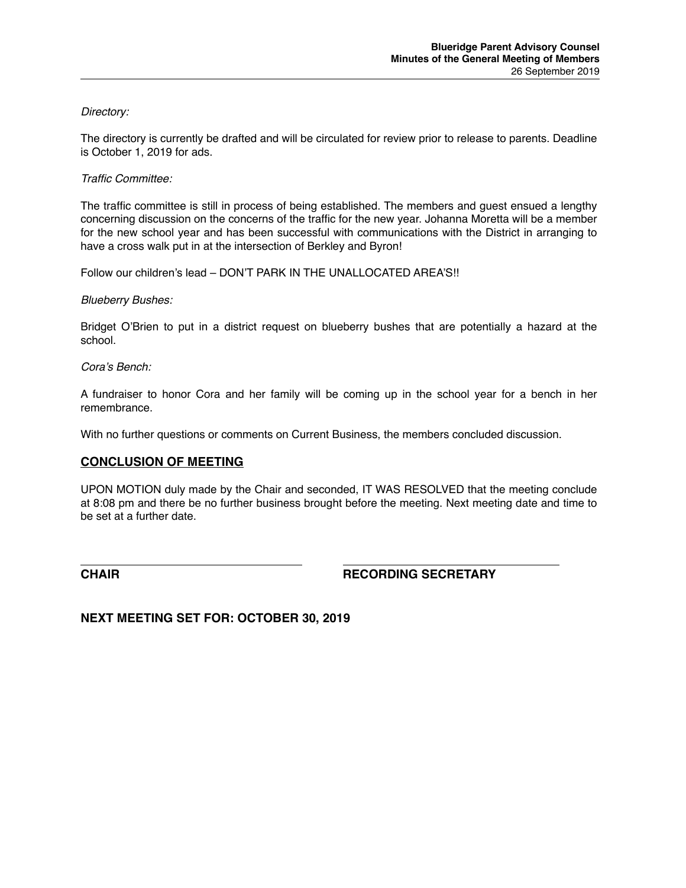*Directory:*

The directory is currently be drafted and will be circulated for review prior to release to parents. Deadline is October 1, 2019 for ads.

*Traffic Committee:*

The traffic committee is still in process of being established. The members and guest ensued a lengthy concerning discussion on the concerns of the traffic for the new year. Johanna Moretta will be a member for the new school year and has been successful with communications with the District in arranging to have a cross walk put in at the intersection of Berkley and Byron!

Follow our children's lead – DON'T PARK IN THE UNALLOCATED AREA'S!!

*Blueberry Bushes:*

Bridget O'Brien to put in a district request on blueberry bushes that are potentially a hazard at the school.

*Cora's Bench:*

A fundraiser to honor Cora and her family will be coming up in the school year for a bench in her remembrance.

With no further questions or comments on Current Business, the members concluded discussion.

## CONCLUSION OF MEETING

UPON MOTION duly made by the Chair and seconded, IT WAS RESOLVED that the meeting conclude at 8:08 pm and there be no further business brought before the meeting. Next meeting date and time to be set at a further date.

**CHAIR** **RECORDING SECRETARY**

**NEXT MEETING SET FOR: OCTOBER 30, 2019**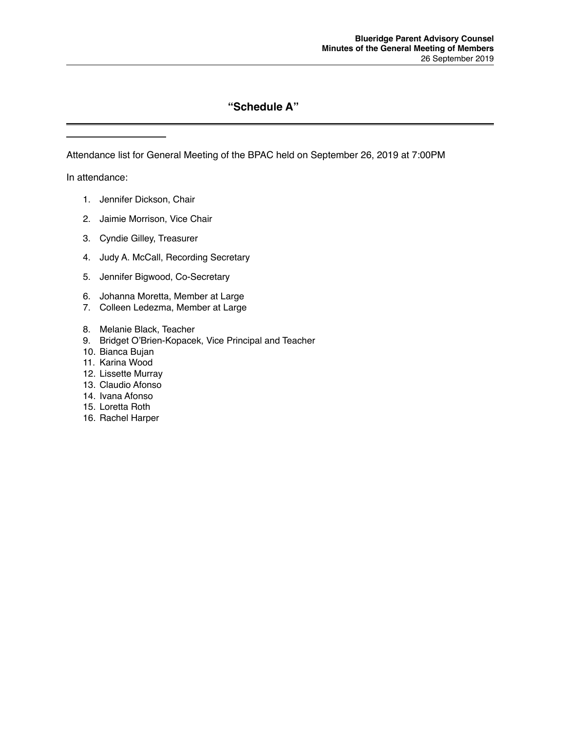## “Schedule A”

Attendance list for General Meeting of the BPAC held on September 26, 2019 at 7:00PM

In attendance:

1. Jennifer Dickson, Chair
2. Jaimie Morrison, Vice Chair
3. Cyndie Gilley, Treasurer
4. Judy A. McCall, Recording Secretary
5. Jennifer Bigwood, Co-Secretary
6. Johanna Moretta, Member at Large
7. Colleen Ledezma, Member at Large
8. Melanie Black, Teacher
9. Bridget O’Brien-Kopacek, Vice Principal and Teacher
10. Bianca Bujan
11. Karina Wood
12. Lissette Murray
13. Claudio Afonso
14. Ivana Afonso
15. Loretta Roth
16. Rachel Harper